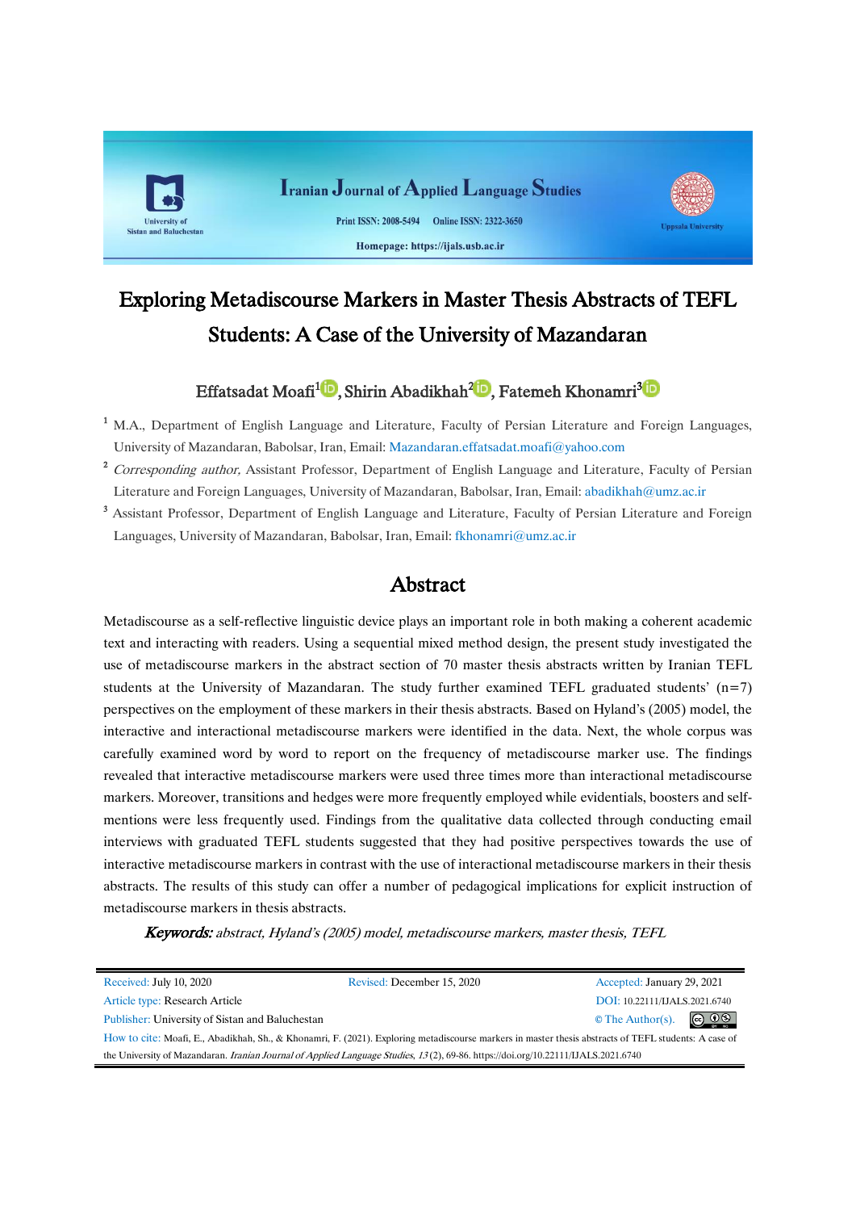# Exploring Metadiscourse Markers in Master Thesis Abstracts of TEFL Students: A Case of the University of Mazandaran

Effatsadat Moafi[1], Shirin Abadikhah[2], Fatemeh Khonamri[3]

[1] M.A., Department of English Language and Literature, Faculty of Persian Literature and Foreign Languages, University of Mazandaran, Babolsar, Iran, Email: Mazandaran.effatsadat.moafi@yahoo.com

[2] *Corresponding author,* Assistant Professor, Department of English Language and Literature, Faculty of Persian Literature and Foreign Languages, University of Mazandaran, Babolsar, Iran, Email: abadikhah@umz.ac.ir

[3] Assistant Professor, Department of English Language and Literature, Faculty of Persian Literature and Foreign Languages, University of Mazandaran, Babolsar, Iran, Email: fkhonamri@umz.ac.ir

## Abstract

Metadiscourse as a self-reflective linguistic device plays an important role in both making a coherent academic text and interacting with readers. Using a sequential mixed method design, the present study investigated the use of metadiscourse markers in the abstract section of 70 master thesis abstracts written by Iranian TEFL students at the University of Mazandaran. The study further examined TEFL graduated students' (n=7) perspectives on the employment of these markers in their thesis abstracts. Based on Hyland's (2005) model, the interactive and interactional metadiscourse markers were identified in the data. Next, the whole corpus was carefully examined word by word to report on the frequency of metadiscourse marker use. The findings revealed that interactive metadiscourse markers were used three times more than interactional metadiscourse markers. Moreover, transitions and hedges were more frequently employed while evidentials, boosters and self-mentions were less frequently used. Findings from the qualitative data collected through conducting email interviews with graduated TEFL students suggested that they had positive perspectives towards the use of interactive metadiscourse markers in contrast with the use of interactional metadiscourse markers in their thesis abstracts. The results of this study can offer a number of pedagogical implications for explicit instruction of metadiscourse markers in thesis abstracts.

***Keywords:*** *abstract, Hyland's (2005) model, metadiscourse markers, master thesis, TEFL*

Received: July 10, 2020 | Revised: December 15, 2020 | Accepted: January 29, 2021

Article type: Research Article

DOI: 10.22111/IJALS.2021.6740

Publisher: University of Sistan and Baluchestan

© The Author(s).

How to cite: Moafi, E., Abadikhah, Sh., & Khonamri, F. (2021). Exploring metadiscourse markers in master thesis abstracts of TEFL students: A case of the University of Mazandaran. *Iranian Journal of Applied Language Studies*, *13*(2), 69-86. https://doi.org/10.22111/IJALS.2021.6740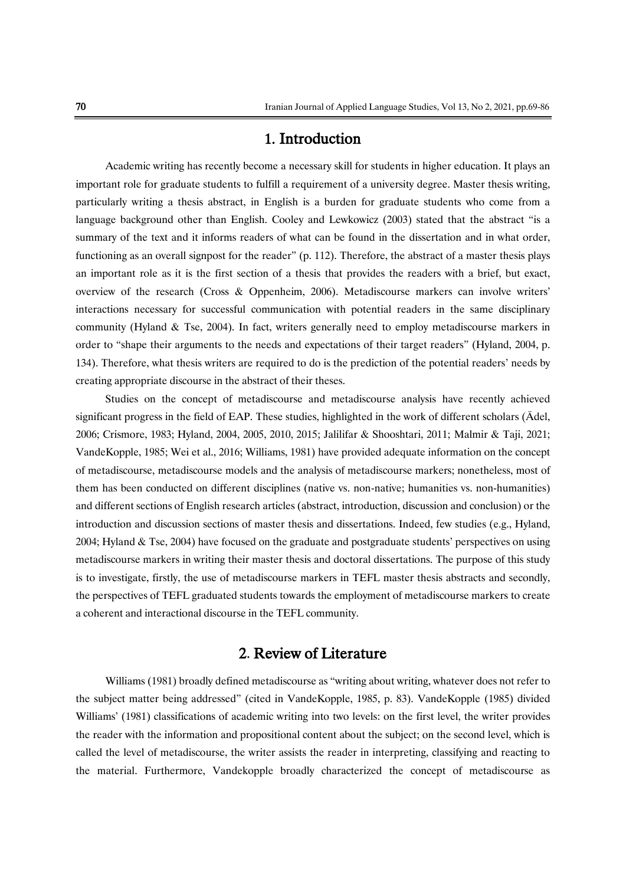## 1. Introduction

Academic writing has recently become a necessary skill for students in higher education. It plays an important role for graduate students to fulfill a requirement of a university degree. Master thesis writing, particularly writing a thesis abstract, in English is a burden for graduate students who come from a language background other than English. Cooley and Lewkowicz (2003) stated that the abstract "is a summary of the text and it informs readers of what can be found in the dissertation and in what order, functioning as an overall signpost for the reader" (p. 112). Therefore, the abstract of a master thesis plays an important role as it is the first section of a thesis that provides the readers with a brief, but exact, overview of the research (Cross & Oppenheim, 2006). Metadiscourse markers can involve writers' interactions necessary for successful communication with potential readers in the same disciplinary community (Hyland & Tse, 2004). In fact, writers generally need to employ metadiscourse markers in order to "shape their arguments to the needs and expectations of their target readers" (Hyland, 2004, p. 134). Therefore, what thesis writers are required to do is the prediction of the potential readers' needs by creating appropriate discourse in the abstract of their theses.

Studies on the concept of metadiscourse and metadiscourse analysis have recently achieved significant progress in the field of EAP. These studies, highlighted in the work of different scholars (Ädel, 2006; Crismore, 1983; Hyland, 2004, 2005, 2010, 2015; Jalilifar & Shooshtari, 2011; Malmir & Taji, 2021; VandeKopple, 1985; Wei et al., 2016; Williams, 1981) have provided adequate information on the concept of metadiscourse, metadiscourse models and the analysis of metadiscourse markers; nonetheless, most of them has been conducted on different disciplines (native vs. non-native; humanities vs. non-humanities) and different sections of English research articles (abstract, introduction, discussion and conclusion) or the introduction and discussion sections of master thesis and dissertations. Indeed, few studies (e.g., Hyland, 2004; Hyland & Tse, 2004) have focused on the graduate and postgraduate students' perspectives on using metadiscourse markers in writing their master thesis and doctoral dissertations. The purpose of this study is to investigate, firstly, the use of metadiscourse markers in TEFL master thesis abstracts and secondly, the perspectives of TEFL graduated students towards the employment of metadiscourse markers to create a coherent and interactional discourse in the TEFL community.

## 2. Review of Literature

Williams (1981) broadly defined metadiscourse as "writing about writing, whatever does not refer to the subject matter being addressed" (cited in VandeKopple, 1985, p. 83). VandeKopple (1985) divided Williams' (1981) classifications of academic writing into two levels: on the first level, the writer provides the reader with the information and propositional content about the subject; on the second level, which is called the level of metadiscourse, the writer assists the reader in interpreting, classifying and reacting to the material. Furthermore, Vandekopple broadly characterized the concept of metadiscourse as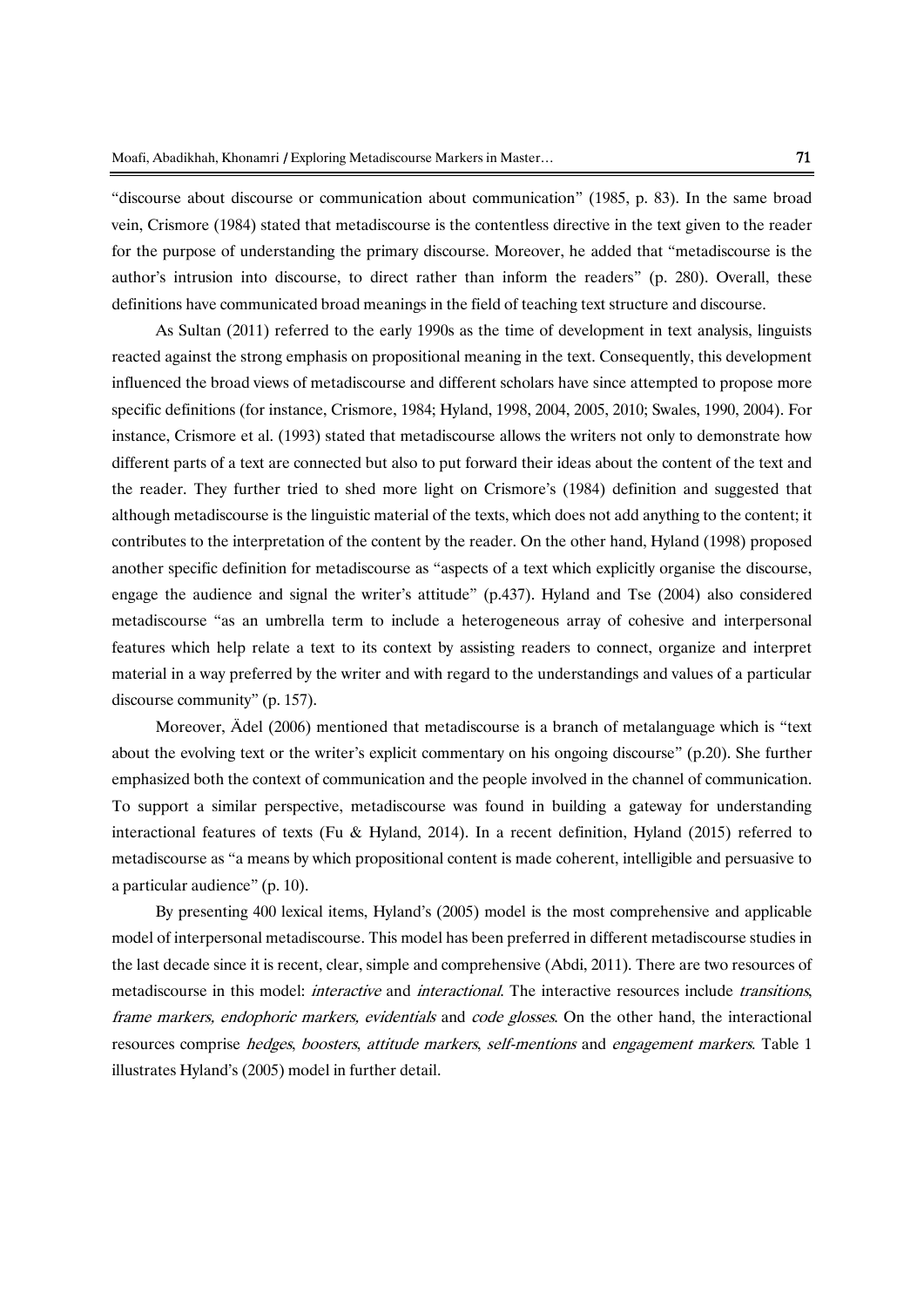"discourse about discourse or communication about communication" (1985, p. 83). In the same broad vein, Crismore (1984) stated that metadiscourse is the contentless directive in the text given to the reader for the purpose of understanding the primary discourse. Moreover, he added that "metadiscourse is the author's intrusion into discourse, to direct rather than inform the readers" (p. 280). Overall, these definitions have communicated broad meanings in the field of teaching text structure and discourse.

As Sultan (2011) referred to the early 1990s as the time of development in text analysis, linguists reacted against the strong emphasis on propositional meaning in the text. Consequently, this development influenced the broad views of metadiscourse and different scholars have since attempted to propose more specific definitions (for instance, Crismore, 1984; Hyland, 1998, 2004, 2005, 2010; Swales, 1990, 2004). For instance, Crismore et al. (1993) stated that metadiscourse allows the writers not only to demonstrate how different parts of a text are connected but also to put forward their ideas about the content of the text and the reader. They further tried to shed more light on Crismore's (1984) definition and suggested that although metadiscourse is the linguistic material of the texts, which does not add anything to the content; it contributes to the interpretation of the content by the reader. On the other hand, Hyland (1998) proposed another specific definition for metadiscourse as "aspects of a text which explicitly organise the discourse, engage the audience and signal the writer's attitude" (p.437). Hyland and Tse (2004) also considered metadiscourse "as an umbrella term to include a heterogeneous array of cohesive and interpersonal features which help relate a text to its context by assisting readers to connect, organize and interpret material in a way preferred by the writer and with regard to the understandings and values of a particular discourse community" (p. 157).

Moreover, Ädel (2006) mentioned that metadiscourse is a branch of metalanguage which is "text about the evolving text or the writer's explicit commentary on his ongoing discourse" (p.20). She further emphasized both the context of communication and the people involved in the channel of communication. To support a similar perspective, metadiscourse was found in building a gateway for understanding interactional features of texts (Fu & Hyland, 2014). In a recent definition, Hyland (2015) referred to metadiscourse as "a means by which propositional content is made coherent, intelligible and persuasive to a particular audience" (p. 10).

By presenting 400 lexical items, Hyland's (2005) model is the most comprehensive and applicable model of interpersonal metadiscourse. This model has been preferred in different metadiscourse studies in the last decade since it is recent, clear, simple and comprehensive (Abdi, 2011). There are two resources of metadiscourse in this model: *interactive* and *interactional*. The interactive resources include *transitions*, *frame markers, endophoric markers, evidentials* and *code glosses*. On the other hand, the interactional resources comprise *hedges*, *boosters*, *attitude markers*, *self-mentions* and *engagement markers*. Table 1 illustrates Hyland's (2005) model in further detail.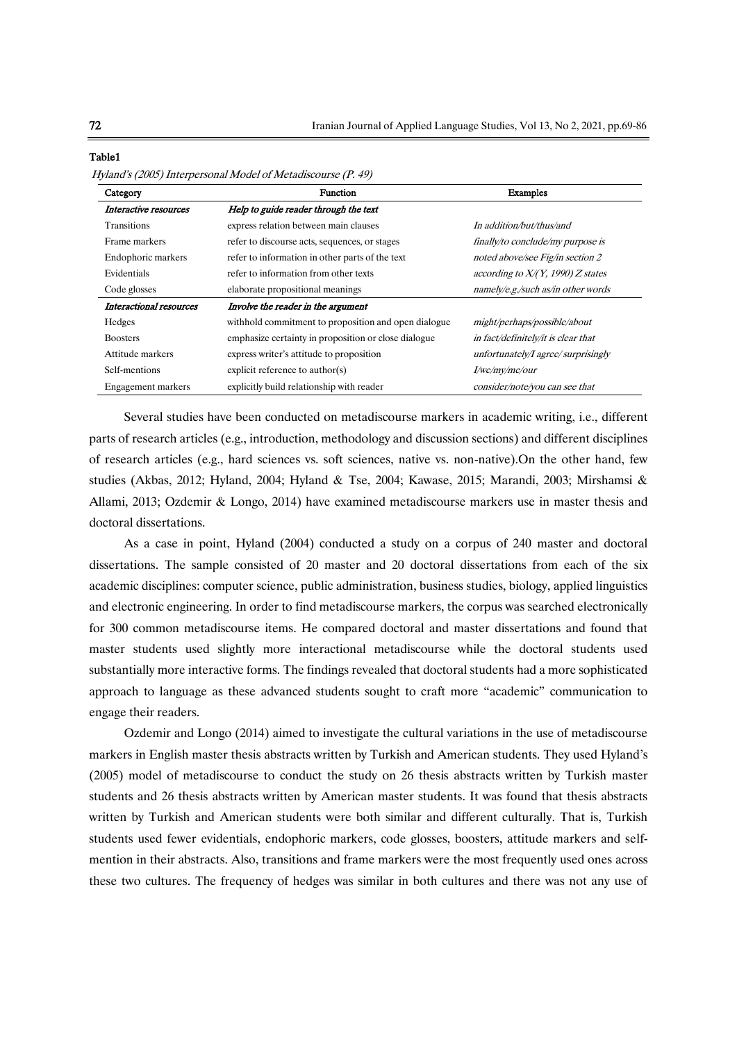**Table1**

*Hyland's (2005) Interpersonal Model of Metadiscourse (P. 49)*

| Category | Function | Examples |
|---|---|---|
| ***Interactive resources*** | ***Help to guide reader through the text*** | |
| Transitions | express relation between main clauses | *In addition/but/thus/and* |
| Frame markers | refer to discourse acts, sequences, or stages | *finally/to conclude/my purpose is* |
| Endophoric markers | refer to information in other parts of the text | *noted above/see Fig/in section 2* |
| Evidentials | refer to information from other texts | *according to X/(Y, 1990) Z states* |
| Code glosses | elaborate propositional meanings | *namely/e.g./such as/in other words* |
| ***Interactional resources*** | ***Involve the reader in the argument*** | |
| Hedges | withhold commitment to proposition and open dialogue | *might/perhaps/possible/about* |
| Boosters | emphasize certainty in proposition or close dialogue | *in fact/definitely/it is clear that* |
| Attitude markers | express writer's attitude to proposition | *unfortunately/I agree/ surprisingly* |
| Self-mentions | explicit reference to author(s) | *I/we/my/me/our* |
| Engagement markers | explicitly build relationship with reader | *consider/note/you can see that* |

Several studies have been conducted on metadiscourse markers in academic writing, i.e., different parts of research articles (e.g., introduction, methodology and discussion sections) and different disciplines of research articles (e.g., hard sciences vs. soft sciences, native vs. non-native).On the other hand, few studies (Akbas, 2012; Hyland, 2004; Hyland & Tse, 2004; Kawase, 2015; Marandi, 2003; Mirshamsi & Allami, 2013; Ozdemir & Longo, 2014) have examined metadiscourse markers use in master thesis and doctoral dissertations.

As a case in point, Hyland (2004) conducted a study on a corpus of 240 master and doctoral dissertations. The sample consisted of 20 master and 20 doctoral dissertations from each of the six academic disciplines: computer science, public administration, business studies, biology, applied linguistics and electronic engineering. In order to find metadiscourse markers, the corpus was searched electronically for 300 common metadiscourse items. He compared doctoral and master dissertations and found that master students used slightly more interactional metadiscourse while the doctoral students used substantially more interactive forms. The findings revealed that doctoral students had a more sophisticated approach to language as these advanced students sought to craft more "academic" communication to engage their readers.

Ozdemir and Longo (2014) aimed to investigate the cultural variations in the use of metadiscourse markers in English master thesis abstracts written by Turkish and American students. They used Hyland's (2005) model of metadiscourse to conduct the study on 26 thesis abstracts written by Turkish master students and 26 thesis abstracts written by American master students. It was found that thesis abstracts written by Turkish and American students were both similar and different culturally. That is, Turkish students used fewer evidentials, endophoric markers, code glosses, boosters, attitude markers and self-mention in their abstracts. Also, transitions and frame markers were the most frequently used ones across these two cultures. The frequency of hedges was similar in both cultures and there was not any use of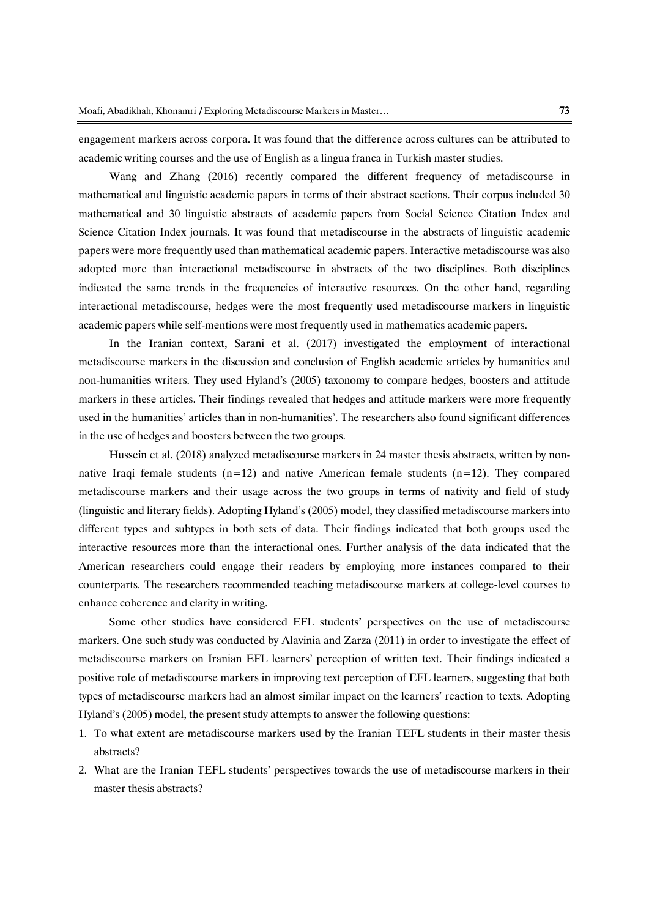engagement markers across corpora. It was found that the difference across cultures can be attributed to academic writing courses and the use of English as a lingua franca in Turkish master studies.

Wang and Zhang (2016) recently compared the different frequency of metadiscourse in mathematical and linguistic academic papers in terms of their abstract sections. Their corpus included 30 mathematical and 30 linguistic abstracts of academic papers from Social Science Citation Index and Science Citation Index journals. It was found that metadiscourse in the abstracts of linguistic academic papers were more frequently used than mathematical academic papers. Interactive metadiscourse was also adopted more than interactional metadiscourse in abstracts of the two disciplines. Both disciplines indicated the same trends in the frequencies of interactive resources. On the other hand, regarding interactional metadiscourse, hedges were the most frequently used metadiscourse markers in linguistic academic papers while self-mentions were most frequently used in mathematics academic papers.

In the Iranian context, Sarani et al. (2017) investigated the employment of interactional metadiscourse markers in the discussion and conclusion of English academic articles by humanities and non-humanities writers. They used Hyland's (2005) taxonomy to compare hedges, boosters and attitude markers in these articles. Their findings revealed that hedges and attitude markers were more frequently used in the humanities' articles than in non-humanities'. The researchers also found significant differences in the use of hedges and boosters between the two groups.

Hussein et al. (2018) analyzed metadiscourse markers in 24 master thesis abstracts, written by non-native Iraqi female students (n=12) and native American female students (n=12). They compared metadiscourse markers and their usage across the two groups in terms of nativity and field of study (linguistic and literary fields). Adopting Hyland's (2005) model, they classified metadiscourse markers into different types and subtypes in both sets of data. Their findings indicated that both groups used the interactive resources more than the interactional ones. Further analysis of the data indicated that the American researchers could engage their readers by employing more instances compared to their counterparts. The researchers recommended teaching metadiscourse markers at college-level courses to enhance coherence and clarity in writing.

Some other studies have considered EFL students' perspectives on the use of metadiscourse markers. One such study was conducted by Alavinia and Zarza (2011) in order to investigate the effect of metadiscourse markers on Iranian EFL learners' perception of written text. Their findings indicated a positive role of metadiscourse markers in improving text perception of EFL learners, suggesting that both types of metadiscourse markers had an almost similar impact on the learners' reaction to texts. Adopting Hyland's (2005) model, the present study attempts to answer the following questions:

1. To what extent are metadiscourse markers used by the Iranian TEFL students in their master thesis abstracts?
2. What are the Iranian TEFL students' perspectives towards the use of metadiscourse markers in their master thesis abstracts?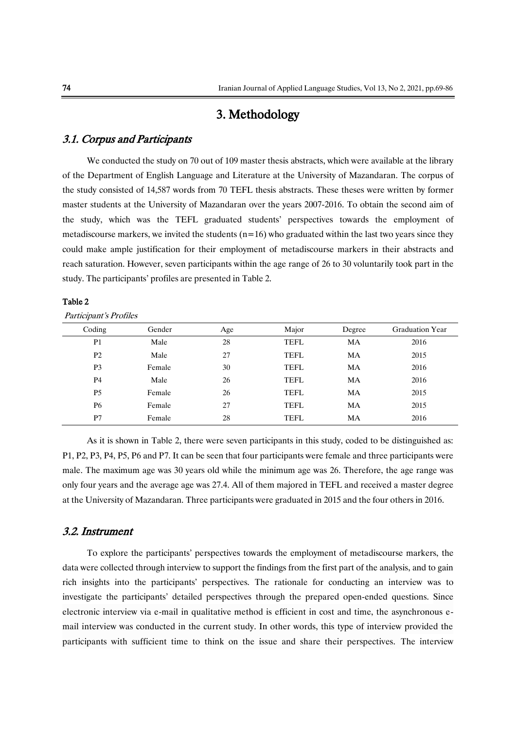# 3. Methodology

## *3.1. Corpus and Participants*

We conducted the study on 70 out of 109 master thesis abstracts, which were available at the library of the Department of English Language and Literature at the University of Mazandaran. The corpus of the study consisted of 14,587 words from 70 TEFL thesis abstracts. These theses were written by former master students at the University of Mazandaran over the years 2007-2016. To obtain the second aim of the study, which was the TEFL graduated students' perspectives towards the employment of metadiscourse markers, we invited the students (n=16) who graduated within the last two years since they could make ample justification for their employment of metadiscourse markers in their abstracts and reach saturation. However, seven participants within the age range of 26 to 30 voluntarily took part in the study. The participants' profiles are presented in Table 2.

**Table 2**

*Participant's Profiles*

| Coding | Gender | Age | Major | Degree | Graduation Year |
|---|---|---|---|---|---|
| P1 | Male | 28 | TEFL | MA | 2016 |
| P2 | Male | 27 | TEFL | MA | 2015 |
| P3 | Female | 30 | TEFL | MA | 2016 |
| P4 | Male | 26 | TEFL | MA | 2016 |
| P5 | Female | 26 | TEFL | MA | 2015 |
| P6 | Female | 27 | TEFL | MA | 2015 |
| P7 | Female | 28 | TEFL | MA | 2016 |

As it is shown in Table 2, there were seven participants in this study, coded to be distinguished as: P1, P2, P3, P4, P5, P6 and P7. It can be seen that four participants were female and three participants were male. The maximum age was 30 years old while the minimum age was 26. Therefore, the age range was only four years and the average age was 27.4. All of them majored in TEFL and received a master degree at the University of Mazandaran. Three participants were graduated in 2015 and the four others in 2016.

## *3.2. Instrument*

To explore the participants' perspectives towards the employment of metadiscourse markers, the data were collected through interview to support the findings from the first part of the analysis, and to gain rich insights into the participants' perspectives. The rationale for conducting an interview was to investigate the participants' detailed perspectives through the prepared open-ended questions. Since electronic interview via e-mail in qualitative method is efficient in cost and time, the asynchronous e-mail interview was conducted in the current study. In other words, this type of interview provided the participants with sufficient time to think on the issue and share their perspectives. The interview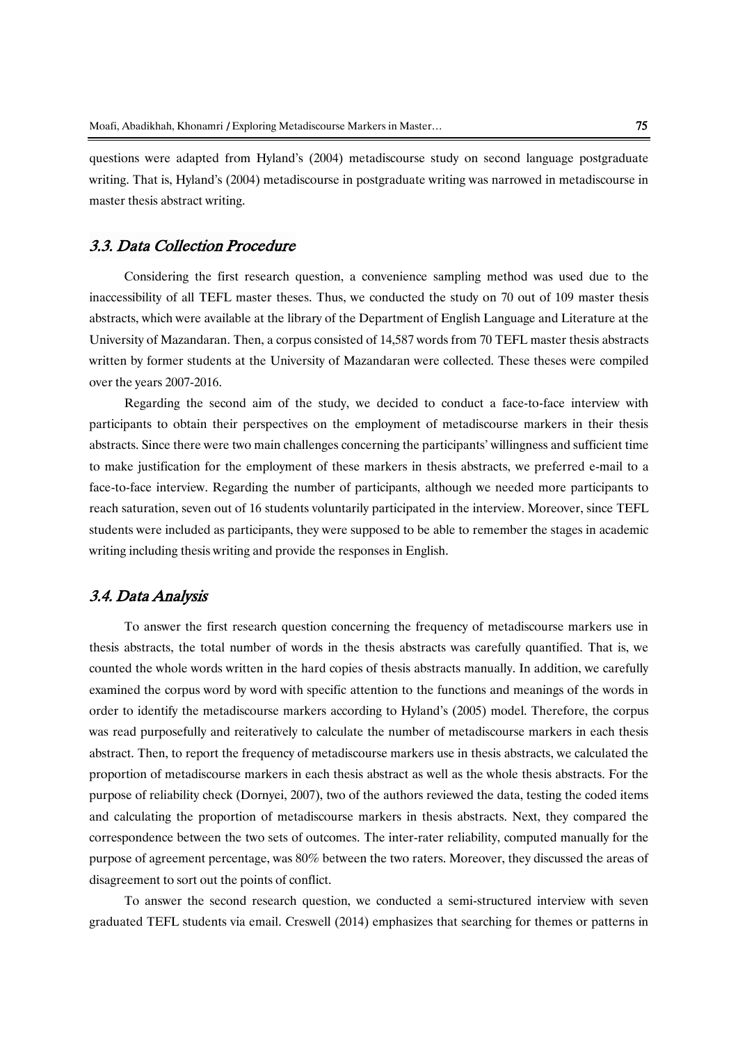questions were adapted from Hyland's (2004) metadiscourse study on second language postgraduate writing. That is, Hyland's (2004) metadiscourse in postgraduate writing was narrowed in metadiscourse in master thesis abstract writing.

### 3.3. Data Collection Procedure

Considering the first research question, a convenience sampling method was used due to the inaccessibility of all TEFL master theses. Thus, we conducted the study on 70 out of 109 master thesis abstracts, which were available at the library of the Department of English Language and Literature at the University of Mazandaran. Then, a corpus consisted of 14,587 words from 70 TEFL master thesis abstracts written by former students at the University of Mazandaran were collected. These theses were compiled over the years 2007-2016.

Regarding the second aim of the study, we decided to conduct a face-to-face interview with participants to obtain their perspectives on the employment of metadiscourse markers in their thesis abstracts. Since there were two main challenges concerning the participants' willingness and sufficient time to make justification for the employment of these markers in thesis abstracts, we preferred e-mail to a face-to-face interview. Regarding the number of participants, although we needed more participants to reach saturation, seven out of 16 students voluntarily participated in the interview. Moreover, since TEFL students were included as participants, they were supposed to be able to remember the stages in academic writing including thesis writing and provide the responses in English.

### 3.4. Data Analysis

To answer the first research question concerning the frequency of metadiscourse markers use in thesis abstracts, the total number of words in the thesis abstracts was carefully quantified. That is, we counted the whole words written in the hard copies of thesis abstracts manually. In addition, we carefully examined the corpus word by word with specific attention to the functions and meanings of the words in order to identify the metadiscourse markers according to Hyland's (2005) model. Therefore, the corpus was read purposefully and reiteratively to calculate the number of metadiscourse markers in each thesis abstract. Then, to report the frequency of metadiscourse markers use in thesis abstracts, we calculated the proportion of metadiscourse markers in each thesis abstract as well as the whole thesis abstracts. For the purpose of reliability check (Dornyei, 2007), two of the authors reviewed the data, testing the coded items and calculating the proportion of metadiscourse markers in thesis abstracts. Next, they compared the correspondence between the two sets of outcomes. The inter-rater reliability, computed manually for the purpose of agreement percentage, was 80% between the two raters. Moreover, they discussed the areas of disagreement to sort out the points of conflict.

To answer the second research question, we conducted a semi-structured interview with seven graduated TEFL students via email. Creswell (2014) emphasizes that searching for themes or patterns in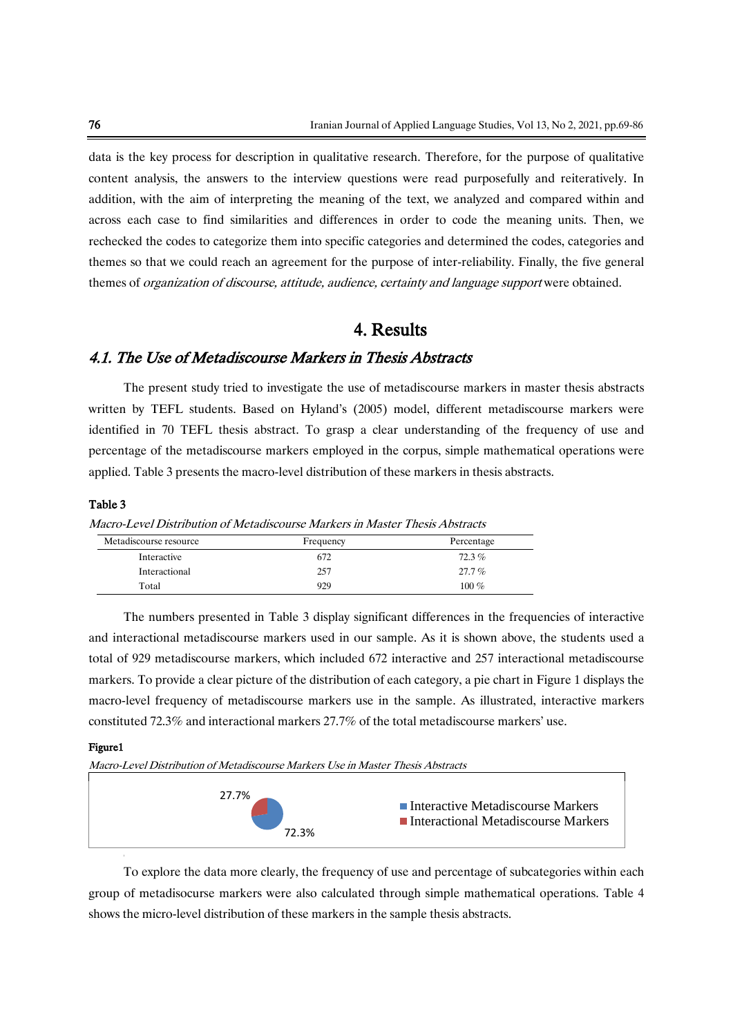data is the key process for description in qualitative research. Therefore, for the purpose of qualitative content analysis, the answers to the interview questions were read purposefully and reiteratively. In addition, with the aim of interpreting the meaning of the text, we analyzed and compared within and across each case to find similarities and differences in order to code the meaning units. Then, we rechecked the codes to categorize them into specific categories and determined the codes, categories and themes so that we could reach an agreement for the purpose of inter-reliability. Finally, the five general themes of *organization of discourse, attitude, audience, certainty and language support* were obtained.

# 4. Results

## *4.1. The Use of Metadiscourse Markers in Thesis Abstracts*

The present study tried to investigate the use of metadiscourse markers in master thesis abstracts written by TEFL students. Based on Hyland's (2005) model, different metadiscourse markers were identified in 70 TEFL thesis abstract. To grasp a clear understanding of the frequency of use and percentage of the metadiscourse markers employed in the corpus, simple mathematical operations were applied. Table 3 presents the macro-level distribution of these markers in thesis abstracts.

**Table 3**

*Macro-Level Distribution of Metadiscourse Markers in Master Thesis Abstracts*

| Metadiscourse resource | Frequency | Percentage |
|---|---|---|
| Interactive | 672 | 72.3 % |
| Interactional | 257 | 27.7 % |
| Total | 929 | 100 % |

The numbers presented in Table 3 display significant differences in the frequencies of interactive and interactional metadiscourse markers used in our sample. As it is shown above, the students used a total of 929 metadiscourse markers, which included 672 interactive and 257 interactional metadiscourse markers. To provide a clear picture of the distribution of each category, a pie chart in Figure 1 displays the macro-level frequency of metadiscourse markers use in the sample. As illustrated, interactive markers constituted 72.3% and interactional markers 27.7% of the total metadiscourse markers' use.

**Figure1**

*Macro-Level Distribution of Metadiscourse Markers Use in Master Thesis Abstracts*

27.7%

72.3%

Interactive Metadiscourse Markers
Interactional Metadiscourse Markers

To explore the data more clearly, the frequency of use and percentage of subcategories within each group of metadisocurse markers were also calculated through simple mathematical operations. Table 4 shows the micro-level distribution of these markers in the sample thesis abstracts.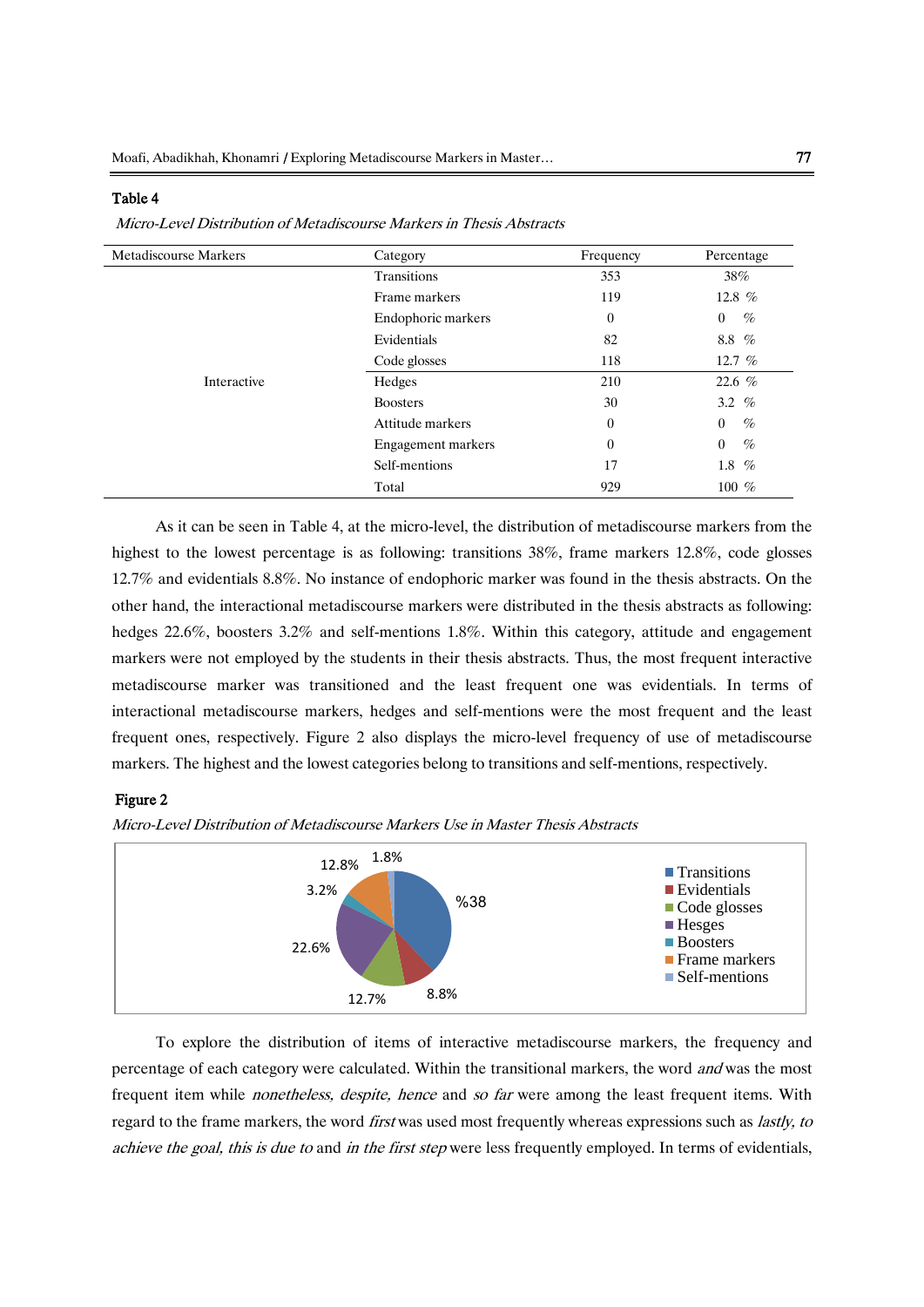**Table 4**

*Micro-Level Distribution of Metadiscourse Markers in Thesis Abstracts*

| Metadiscourse Markers | Category | Frequency | Percentage |
|---|---|---|---|
| | Transitions | 353 | 38% |
| | Frame markers | 119 | 12.8 % |
| | Endophoric markers | 0 | 0 % |
| | Evidentials | 82 | 8.8 % |
| | Code glosses | 118 | 12.7 % |
| Interactive | Hedges | 210 | 22.6 % |
| | Boosters | 30 | 3.2 % |
| | Attitude markers | 0 | 0 % |
| | Engagement markers | 0 | 0 % |
| | Self-mentions | 17 | 1.8 % |
| | Total | 929 | 100 % |

As it can be seen in Table 4, at the micro-level, the distribution of metadiscourse markers from the highest to the lowest percentage is as following: transitions 38%, frame markers 12.8%, code glosses 12.7% and evidentials 8.8%. No instance of endophoric marker was found in the thesis abstracts. On the other hand, the interactional metadiscourse markers were distributed in the thesis abstracts as following: hedges 22.6%, boosters 3.2% and self-mentions 1.8%. Within this category, attitude and engagement markers were not employed by the students in their thesis abstracts. Thus, the most frequent interactive metadiscourse marker was transitioned and the least frequent one was evidentials. In terms of interactional metadiscourse markers, hedges and self-mentions were the most frequent and the least frequent ones, respectively. Figure 2 also displays the micro-level frequency of use of metadiscourse markers. The highest and the lowest categories belong to transitions and self-mentions, respectively.

**Figure 2**

*Micro-Level Distribution of Metadiscourse Markers Use in Master Thesis Abstracts*

To explore the distribution of items of interactive metadiscourse markers, the frequency and percentage of each category were calculated. Within the transitional markers, the word *and* was the most frequent item while *nonetheless, despite, hence* and *so far* were among the least frequent items. With regard to the frame markers, the word *first* was used most frequently whereas expressions such as *lastly, to achieve the goal, this is due to* and *in the first step* were less frequently employed. In terms of evidentials,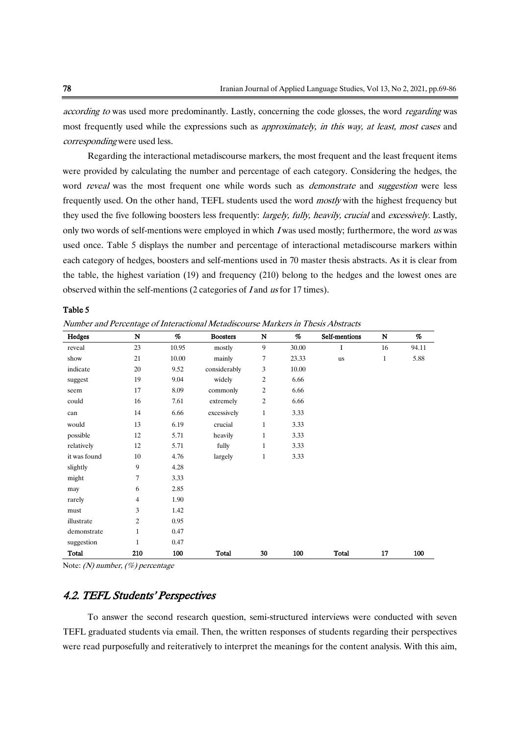*according to* was used more predominantly. Lastly, concerning the code glosses, the word *regarding* was most frequently used while the expressions such as *approximately, in this way, at least, most cases* and *corresponding* were used less.

Regarding the interactional metadiscourse markers, the most frequent and the least frequent items were provided by calculating the number and percentage of each category. Considering the hedges, the word *reveal* was the most frequent one while words such as *demonstrate* and *suggestion* were less frequently used. On the other hand, TEFL students used the word *mostly* with the highest frequency but they used the five following boosters less frequently: *largely, fully, heavily, crucial* and *excessively*. Lastly, only two words of self-mentions were employed in which *I* was used mostly; furthermore, the word *us* was used once. Table 5 displays the number and percentage of interactional metadiscourse markers within each category of hedges, boosters and self-mentions used in 70 master thesis abstracts. As it is clear from the table, the highest variation (19) and frequency (210) belong to the hedges and the lowest ones are observed within the self-mentions (2 categories of *I* and *us* for 17 times).

**Table 5**

*Number and Percentage of Interactional Metadiscourse Markers in Thesis Abstracts*

| Hedges | N | % | Boosters | N | % | Self-mentions | N | % |
|---|---|---|---|---|---|---|---|---|
| reveal | 23 | 10.95 | mostly | 9 | 30.00 | I | 16 | 94.11 |
| show | 21 | 10.00 | mainly | 7 | 23.33 | us | 1 | 5.88 |
| indicate | 20 | 9.52 | considerably | 3 | 10.00 | | | |
| suggest | 19 | 9.04 | widely | 2 | 6.66 | | | |
| seem | 17 | 8.09 | commonly | 2 | 6.66 | | | |
| could | 16 | 7.61 | extremely | 2 | 6.66 | | | |
| can | 14 | 6.66 | excessively | 1 | 3.33 | | | |
| would | 13 | 6.19 | crucial | 1 | 3.33 | | | |
| possible | 12 | 5.71 | heavily | 1 | 3.33 | | | |
| relatively | 12 | 5.71 | fully | 1 | 3.33 | | | |
| it was found | 10 | 4.76 | largely | 1 | 3.33 | | | |
| slightly | 9 | 4.28 | | | | | | |
| might | 7 | 3.33 | | | | | | |
| may | 6 | 2.85 | | | | | | |
| rarely | 4 | 1.90 | | | | | | |
| must | 3 | 1.42 | | | | | | |
| illustrate | 2 | 0.95 | | | | | | |
| demonstrate | 1 | 0.47 | | | | | | |
| suggestion | 1 | 0.47 | | | | | | |
| **Total** | **210** | **100** | **Total** | **30** | **100** | **Total** | **17** | **100** |

Note: *(N) number, (%) percentage*

## 4.2. TEFL Students' Perspectives

To answer the second research question, semi-structured interviews were conducted with seven TEFL graduated students via email. Then, the written responses of students regarding their perspectives were read purposefully and reiteratively to interpret the meanings for the content analysis. With this aim,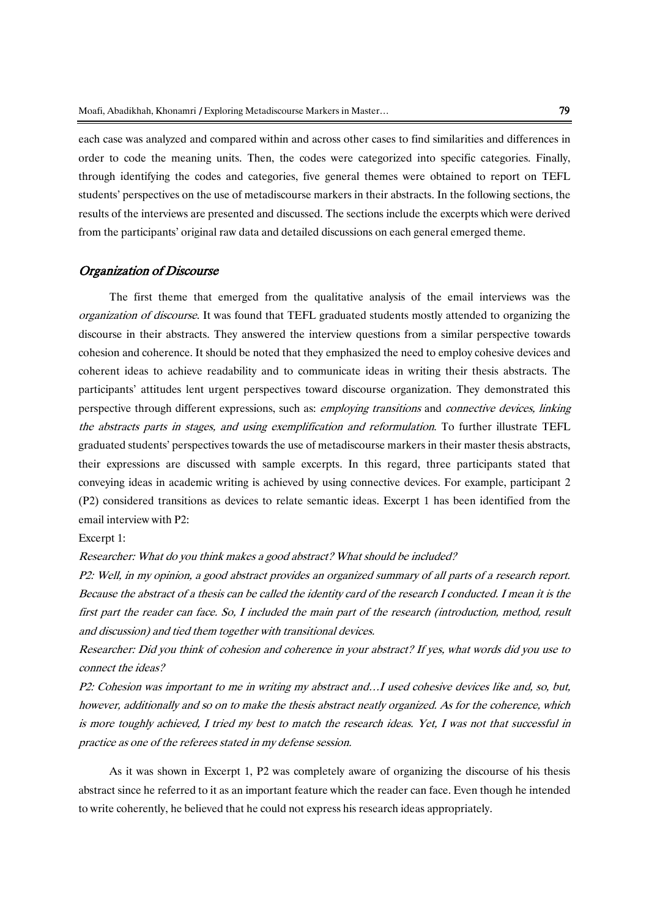each case was analyzed and compared within and across other cases to find similarities and differences in order to code the meaning units. Then, the codes were categorized into specific categories. Finally, through identifying the codes and categories, five general themes were obtained to report on TEFL students' perspectives on the use of metadiscourse markers in their abstracts. In the following sections, the results of the interviews are presented and discussed. The sections include the excerpts which were derived from the participants' original raw data and detailed discussions on each general emerged theme.

### *Organization of Discourse*

The first theme that emerged from the qualitative analysis of the email interviews was the *organization of discourse*. It was found that TEFL graduated students mostly attended to organizing the discourse in their abstracts. They answered the interview questions from a similar perspective towards cohesion and coherence. It should be noted that they emphasized the need to employ cohesive devices and coherent ideas to achieve readability and to communicate ideas in writing their thesis abstracts. The participants' attitudes lent urgent perspectives toward discourse organization. They demonstrated this perspective through different expressions, such as: *employing transitions* and *connective devices, linking the abstracts parts in stages, and using exemplification and reformulation*. To further illustrate TEFL graduated students' perspectives towards the use of metadiscourse markers in their master thesis abstracts, their expressions are discussed with sample excerpts. In this regard, three participants stated that conveying ideas in academic writing is achieved by using connective devices. For example, participant 2 (P2) considered transitions as devices to relate semantic ideas. Excerpt 1 has been identified from the email interview with P2:

Excerpt 1:

*Researcher: What do you think makes a good abstract? What should be included?*

*P2: Well, in my opinion, a good abstract provides an organized summary of all parts of a research report. Because the abstract of a thesis can be called the identity card of the research I conducted. I mean it is the first part the reader can face. So, I included the main part of the research (introduction, method, result and discussion) and tied them together with transitional devices.*

*Researcher: Did you think of cohesion and coherence in your abstract? If yes, what words did you use to connect the ideas?*

*P2: Cohesion was important to me in writing my abstract and…I used cohesive devices like and, so, but, however, additionally and so on to make the thesis abstract neatly organized. As for the coherence, which is more toughly achieved, I tried my best to match the research ideas. Yet, I was not that successful in practice as one of the referees stated in my defense session.*

As it was shown in Excerpt 1, P2 was completely aware of organizing the discourse of his thesis abstract since he referred to it as an important feature which the reader can face. Even though he intended to write coherently, he believed that he could not express his research ideas appropriately.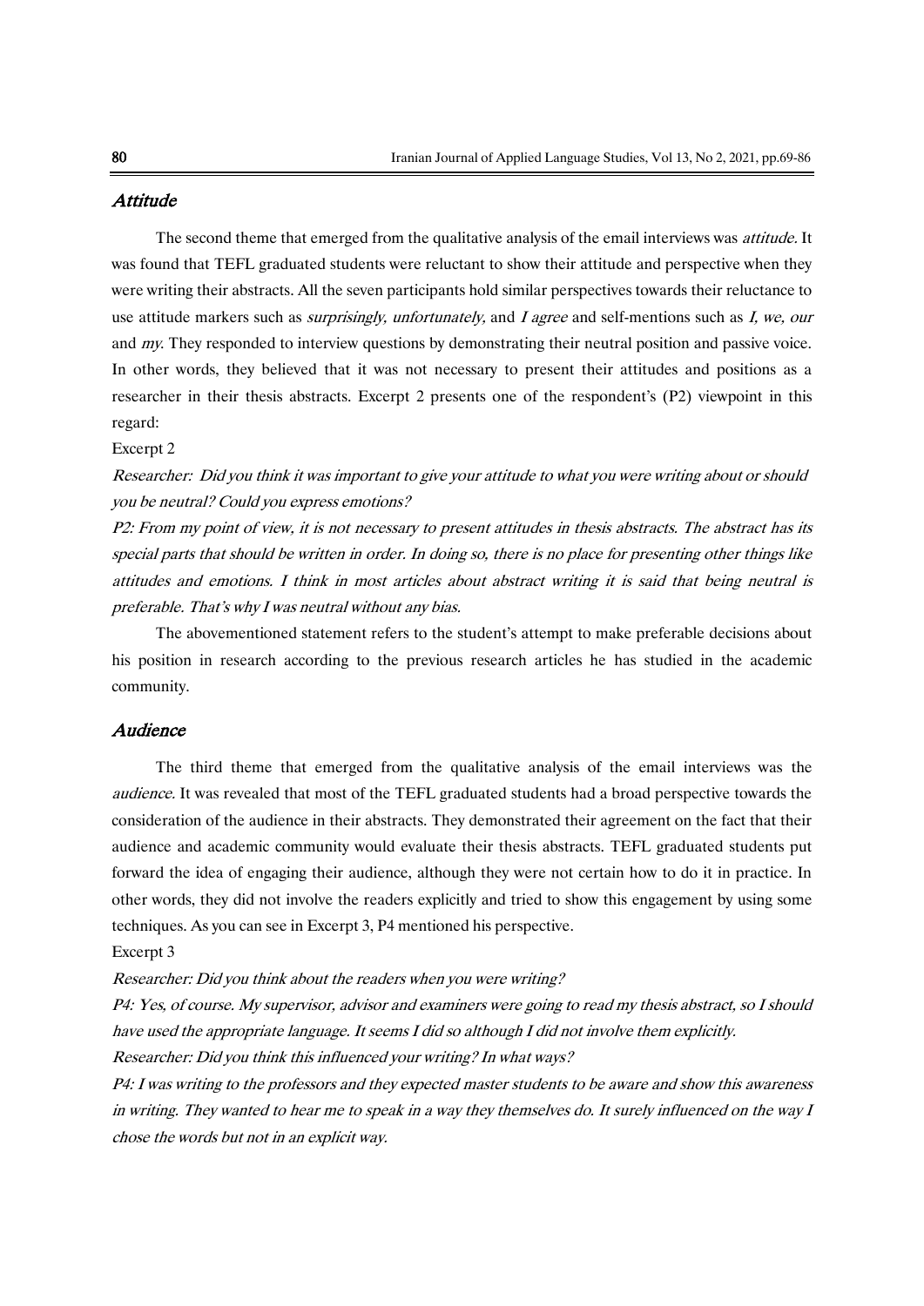### *Attitude*

The second theme that emerged from the qualitative analysis of the email interviews was *attitude*. It was found that TEFL graduated students were reluctant to show their attitude and perspective when they were writing their abstracts. All the seven participants hold similar perspectives towards their reluctance to use attitude markers such as *surprisingly, unfortunately,* and *I agree* and self-mentions such as *I, we, our* and *my*. They responded to interview questions by demonstrating their neutral position and passive voice. In other words, they believed that it was not necessary to present their attitudes and positions as a researcher in their thesis abstracts. Excerpt 2 presents one of the respondent's (P2) viewpoint in this regard:

Excerpt 2

*Researcher: Did you think it was important to give your attitude to what you were writing about or should you be neutral? Could you express emotions?*

*P2: From my point of view, it is not necessary to present attitudes in thesis abstracts. The abstract has its special parts that should be written in order. In doing so, there is no place for presenting other things like attitudes and emotions. I think in most articles about abstract writing it is said that being neutral is preferable. That's why I was neutral without any bias.*

The abovementioned statement refers to the student's attempt to make preferable decisions about his position in research according to the previous research articles he has studied in the academic community.

### *Audience*

The third theme that emerged from the qualitative analysis of the email interviews was the *audience*. It was revealed that most of the TEFL graduated students had a broad perspective towards the consideration of the audience in their abstracts. They demonstrated their agreement on the fact that their audience and academic community would evaluate their thesis abstracts. TEFL graduated students put forward the idea of engaging their audience, although they were not certain how to do it in practice. In other words, they did not involve the readers explicitly and tried to show this engagement by using some techniques. As you can see in Excerpt 3, P4 mentioned his perspective.

Excerpt 3

*Researcher: Did you think about the readers when you were writing?*

*P4: Yes, of course. My supervisor, advisor and examiners were going to read my thesis abstract, so I should have used the appropriate language. It seems I did so although I did not involve them explicitly.*

*Researcher: Did you think this influenced your writing? In what ways?*

*P4: I was writing to the professors and they expected master students to be aware and show this awareness in writing. They wanted to hear me to speak in a way they themselves do. It surely influenced on the way I chose the words but not in an explicit way.*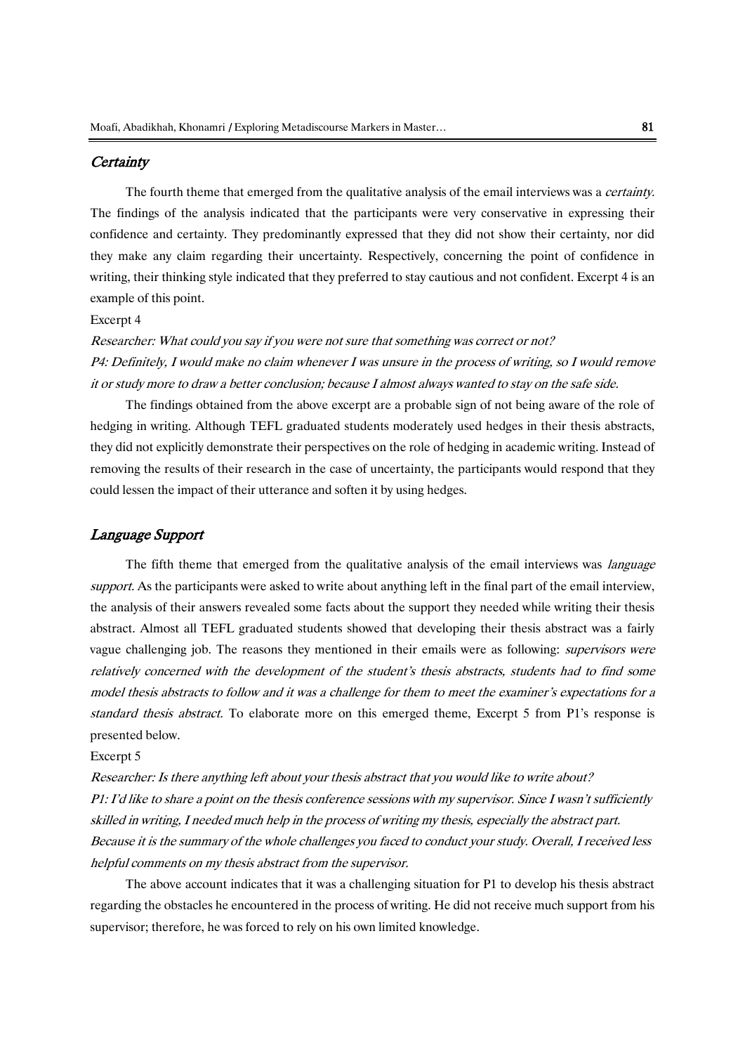### *Certainty*

The fourth theme that emerged from the qualitative analysis of the email interviews was a *certainty*. The findings of the analysis indicated that the participants were very conservative in expressing their confidence and certainty. They predominantly expressed that they did not show their certainty, nor did they make any claim regarding their uncertainty. Respectively, concerning the point of confidence in writing, their thinking style indicated that they preferred to stay cautious and not confident. Excerpt 4 is an example of this point.

Excerpt 4

*Researcher: What could you say if you were not sure that something was correct or not?*

*P4: Definitely, I would make no claim whenever I was unsure in the process of writing, so I would remove it or study more to draw a better conclusion; because I almost always wanted to stay on the safe side.*

The findings obtained from the above excerpt are a probable sign of not being aware of the role of hedging in writing. Although TEFL graduated students moderately used hedges in their thesis abstracts, they did not explicitly demonstrate their perspectives on the role of hedging in academic writing. Instead of removing the results of their research in the case of uncertainty, the participants would respond that they could lessen the impact of their utterance and soften it by using hedges.

### *Language Support*

The fifth theme that emerged from the qualitative analysis of the email interviews was *language support*. As the participants were asked to write about anything left in the final part of the email interview, the analysis of their answers revealed some facts about the support they needed while writing their thesis abstract. Almost all TEFL graduated students showed that developing their thesis abstract was a fairly vague challenging job. The reasons they mentioned in their emails were as following: *supervisors were relatively concerned with the development of the student's thesis abstracts, students had to find some model thesis abstracts to follow and it was a challenge for them to meet the examiner's expectations for a standard thesis abstract.* To elaborate more on this emerged theme, Excerpt 5 from P1's response is presented below.

Excerpt 5

*Researcher: Is there anything left about your thesis abstract that you would like to write about?*

*P1: I'd like to share a point on the thesis conference sessions with my supervisor. Since I wasn't sufficiently skilled in writing, I needed much help in the process of writing my thesis, especially the abstract part. Because it is the summary of the whole challenges you faced to conduct your study. Overall, I received less helpful comments on my thesis abstract from the supervisor.*

The above account indicates that it was a challenging situation for P1 to develop his thesis abstract regarding the obstacles he encountered in the process of writing. He did not receive much support from his supervisor; therefore, he was forced to rely on his own limited knowledge.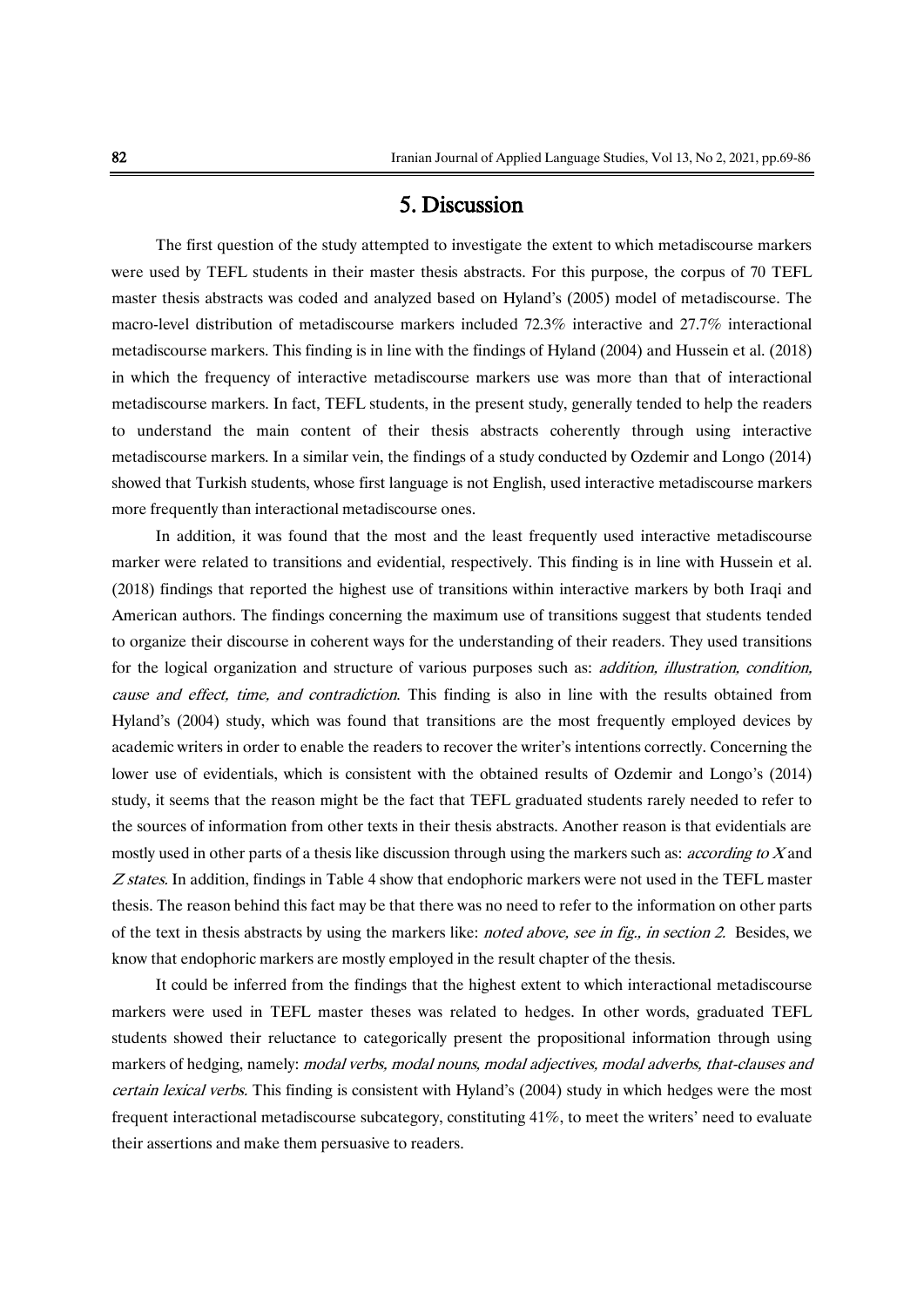# 5. Discussion

The first question of the study attempted to investigate the extent to which metadiscourse markers were used by TEFL students in their master thesis abstracts. For this purpose, the corpus of 70 TEFL master thesis abstracts was coded and analyzed based on Hyland's (2005) model of metadiscourse. The macro-level distribution of metadiscourse markers included 72.3% interactive and 27.7% interactional metadiscourse markers. This finding is in line with the findings of Hyland (2004) and Hussein et al. (2018) in which the frequency of interactive metadiscourse markers use was more than that of interactional metadiscourse markers. In fact, TEFL students, in the present study, generally tended to help the readers to understand the main content of their thesis abstracts coherently through using interactive metadiscourse markers. In a similar vein, the findings of a study conducted by Ozdemir and Longo (2014) showed that Turkish students, whose first language is not English, used interactive metadiscourse markers more frequently than interactional metadiscourse ones.

In addition, it was found that the most and the least frequently used interactive metadiscourse marker were related to transitions and evidential, respectively. This finding is in line with Hussein et al. (2018) findings that reported the highest use of transitions within interactive markers by both Iraqi and American authors. The findings concerning the maximum use of transitions suggest that students tended to organize their discourse in coherent ways for the understanding of their readers. They used transitions for the logical organization and structure of various purposes such as: *addition, illustration, condition, cause and effect, time, and contradiction*. This finding is also in line with the results obtained from Hyland's (2004) study, which was found that transitions are the most frequently employed devices by academic writers in order to enable the readers to recover the writer's intentions correctly. Concerning the lower use of evidentials, which is consistent with the obtained results of Ozdemir and Longo's (2014) study, it seems that the reason might be the fact that TEFL graduated students rarely needed to refer to the sources of information from other texts in their thesis abstracts. Another reason is that evidentials are mostly used in other parts of a thesis like discussion through using the markers such as: *according to X* and *Z states.* In addition, findings in Table 4 show that endophoric markers were not used in the TEFL master thesis. The reason behind this fact may be that there was no need to refer to the information on other parts of the text in thesis abstracts by using the markers like: *noted above, see in fig., in section 2.* Besides, we know that endophoric markers are mostly employed in the result chapter of the thesis.

It could be inferred from the findings that the highest extent to which interactional metadiscourse markers were used in TEFL master theses was related to hedges. In other words, graduated TEFL students showed their reluctance to categorically present the propositional information through using markers of hedging, namely: *modal verbs, modal nouns, modal adjectives, modal adverbs, that-clauses and certain lexical verbs.* This finding is consistent with Hyland's (2004) study in which hedges were the most frequent interactional metadiscourse subcategory, constituting 41%, to meet the writers' need to evaluate their assertions and make them persuasive to readers.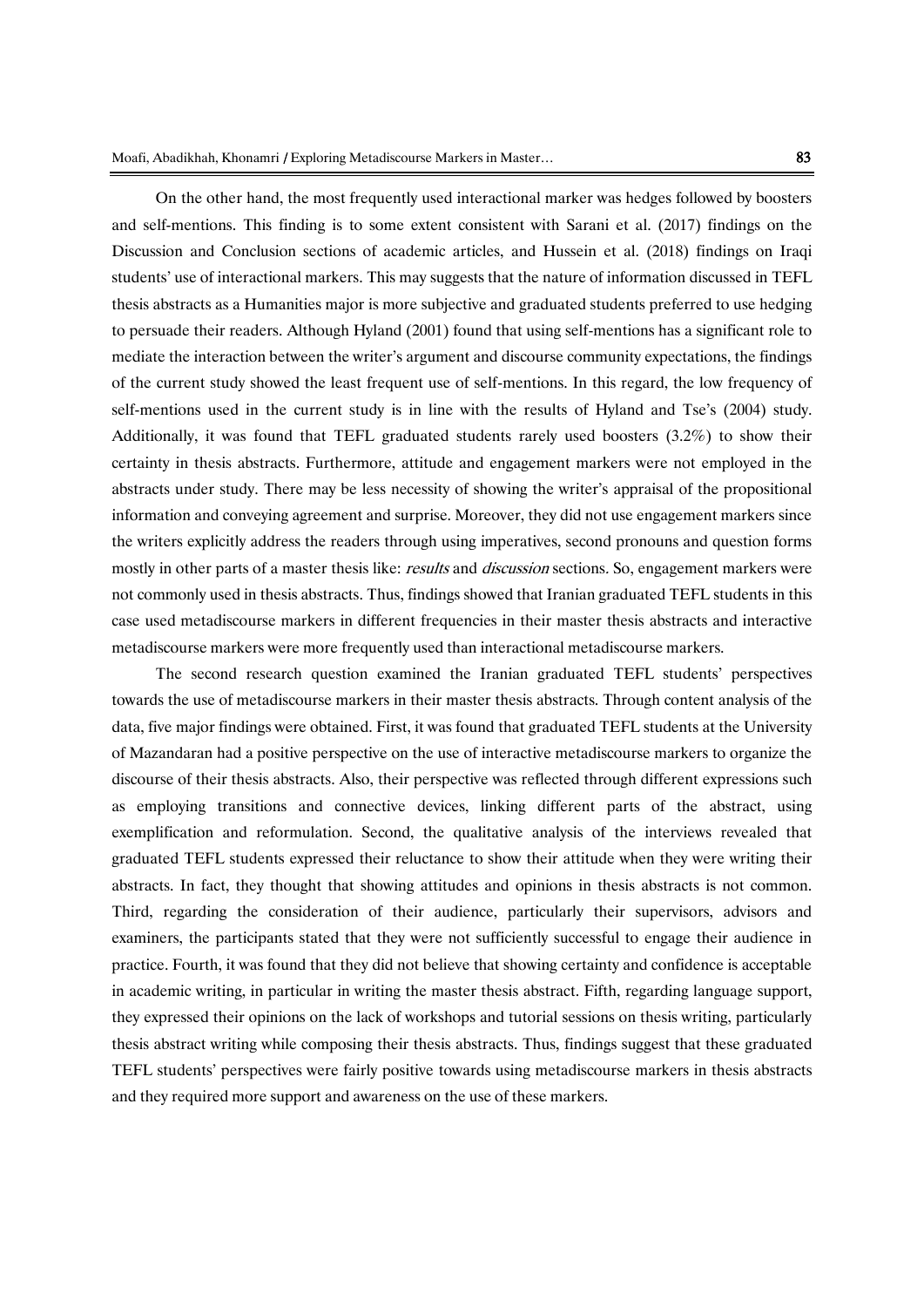On the other hand, the most frequently used interactional marker was hedges followed by boosters and self-mentions. This finding is to some extent consistent with Sarani et al. (2017) findings on the Discussion and Conclusion sections of academic articles, and Hussein et al. (2018) findings on Iraqi students' use of interactional markers. This may suggests that the nature of information discussed in TEFL thesis abstracts as a Humanities major is more subjective and graduated students preferred to use hedging to persuade their readers. Although Hyland (2001) found that using self-mentions has a significant role to mediate the interaction between the writer's argument and discourse community expectations, the findings of the current study showed the least frequent use of self-mentions. In this regard, the low frequency of self-mentions used in the current study is in line with the results of Hyland and Tse's (2004) study. Additionally, it was found that TEFL graduated students rarely used boosters (3.2%) to show their certainty in thesis abstracts. Furthermore, attitude and engagement markers were not employed in the abstracts under study. There may be less necessity of showing the writer's appraisal of the propositional information and conveying agreement and surprise. Moreover, they did not use engagement markers since the writers explicitly address the readers through using imperatives, second pronouns and question forms mostly in other parts of a master thesis like: *results* and *discussion* sections. So, engagement markers were not commonly used in thesis abstracts. Thus, findings showed that Iranian graduated TEFL students in this case used metadiscourse markers in different frequencies in their master thesis abstracts and interactive metadiscourse markers were more frequently used than interactional metadiscourse markers.

The second research question examined the Iranian graduated TEFL students' perspectives towards the use of metadiscourse markers in their master thesis abstracts. Through content analysis of the data, five major findings were obtained. First, it was found that graduated TEFL students at the University of Mazandaran had a positive perspective on the use of interactive metadiscourse markers to organize the discourse of their thesis abstracts. Also, their perspective was reflected through different expressions such as employing transitions and connective devices, linking different parts of the abstract, using exemplification and reformulation. Second, the qualitative analysis of the interviews revealed that graduated TEFL students expressed their reluctance to show their attitude when they were writing their abstracts. In fact, they thought that showing attitudes and opinions in thesis abstracts is not common. Third, regarding the consideration of their audience, particularly their supervisors, advisors and examiners, the participants stated that they were not sufficiently successful to engage their audience in practice. Fourth, it was found that they did not believe that showing certainty and confidence is acceptable in academic writing, in particular in writing the master thesis abstract. Fifth, regarding language support, they expressed their opinions on the lack of workshops and tutorial sessions on thesis writing, particularly thesis abstract writing while composing their thesis abstracts. Thus, findings suggest that these graduated TEFL students' perspectives were fairly positive towards using metadiscourse markers in thesis abstracts and they required more support and awareness on the use of these markers.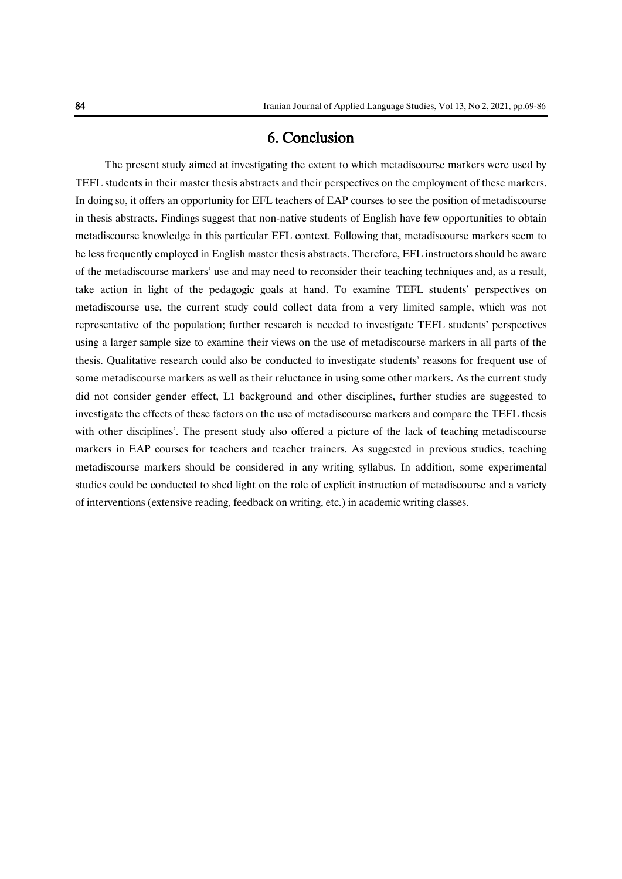## 6. Conclusion

The present study aimed at investigating the extent to which metadiscourse markers were used by TEFL students in their master thesis abstracts and their perspectives on the employment of these markers. In doing so, it offers an opportunity for EFL teachers of EAP courses to see the position of metadiscourse in thesis abstracts. Findings suggest that non-native students of English have few opportunities to obtain metadiscourse knowledge in this particular EFL context. Following that, metadiscourse markers seem to be less frequently employed in English master thesis abstracts. Therefore, EFL instructors should be aware of the metadiscourse markers' use and may need to reconsider their teaching techniques and, as a result, take action in light of the pedagogic goals at hand. To examine TEFL students' perspectives on metadiscourse use, the current study could collect data from a very limited sample, which was not representative of the population; further research is needed to investigate TEFL students' perspectives using a larger sample size to examine their views on the use of metadiscourse markers in all parts of the thesis. Qualitative research could also be conducted to investigate students' reasons for frequent use of some metadiscourse markers as well as their reluctance in using some other markers. As the current study did not consider gender effect, L1 background and other disciplines, further studies are suggested to investigate the effects of these factors on the use of metadiscourse markers and compare the TEFL thesis with other disciplines'. The present study also offered a picture of the lack of teaching metadiscourse markers in EAP courses for teachers and teacher trainers. As suggested in previous studies, teaching metadiscourse markers should be considered in any writing syllabus. In addition, some experimental studies could be conducted to shed light on the role of explicit instruction of metadiscourse and a variety of interventions (extensive reading, feedback on writing, etc.) in academic writing classes.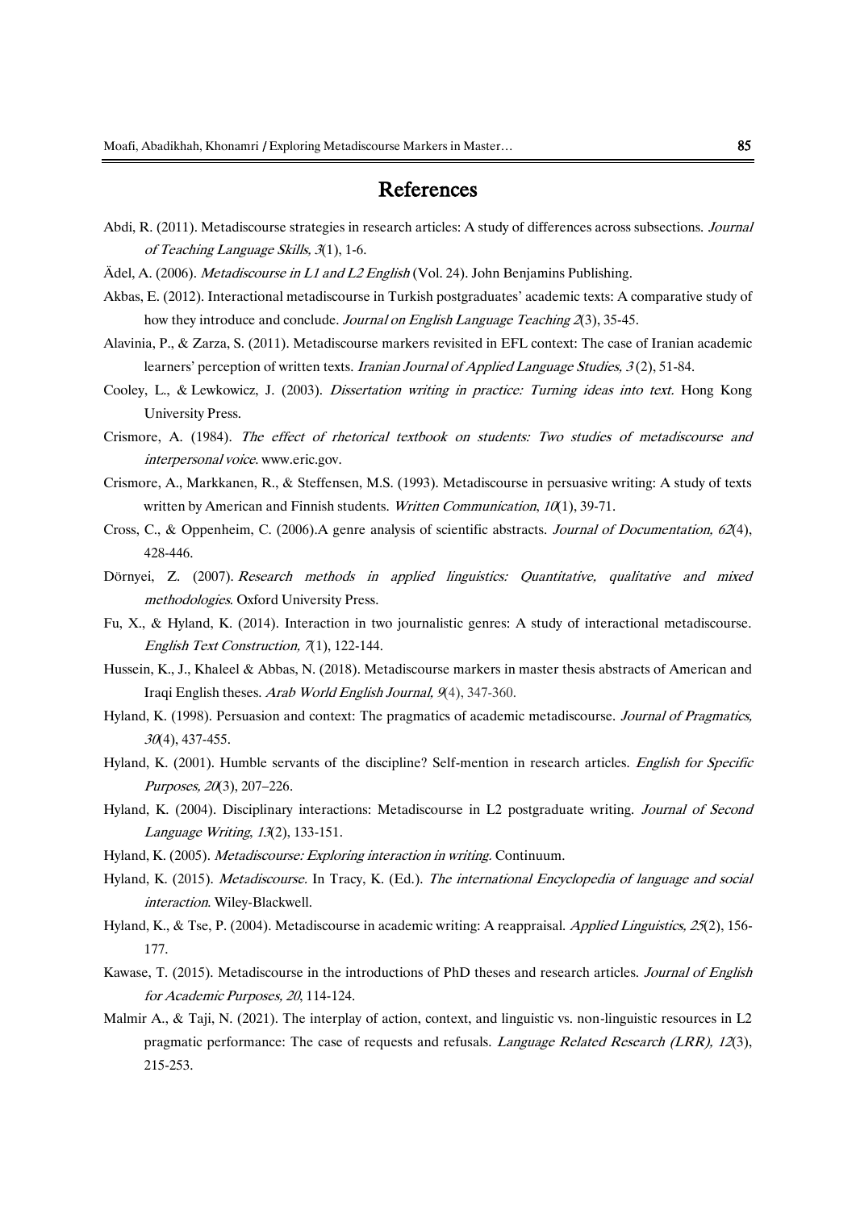## References

Abdi, R. (2011). Metadiscourse strategies in research articles: A study of differences across subsections. *Journal of Teaching Language Skills, 3*(1), 1-6.

Ädel, A. (2006). *Metadiscourse in L1 and L2 English* (Vol. 24). John Benjamins Publishing.

Akbas, E. (2012). Interactional metadiscourse in Turkish postgraduates' academic texts: A comparative study of how they introduce and conclude. *Journal on English Language Teaching 2*(3), 35-45.

Alavinia, P., & Zarza, S. (2011). Metadiscourse markers revisited in EFL context: The case of Iranian academic learners' perception of written texts. *Iranian Journal of Applied Language Studies, 3* (2), 51-84.

Cooley, L., & Lewkowicz, J. (2003). *Dissertation writing in practice: Turning ideas into text.* Hong Kong University Press.

Crismore, A. (1984). *The effect of rhetorical textbook on students: Two studies of metadiscourse and interpersonal voice*. www.eric.gov.

Crismore, A., Markkanen, R., & Steffensen, M.S. (1993). Metadiscourse in persuasive writing: A study of texts written by American and Finnish students. *Written Communication*, *10*(1), 39-71.

Cross, C., & Oppenheim, C. (2006).A genre analysis of scientific abstracts. *Journal of Documentation, 62*(4), 428-446.

Dörnyei, Z. (2007). *Research methods in applied linguistics: Quantitative, qualitative and mixed methodologies*. Oxford University Press.

Fu, X., & Hyland, K. (2014). Interaction in two journalistic genres: A study of interactional metadiscourse. *English Text Construction, 7*(1), 122-144.

Hussein, K., J., Khaleel & Abbas, N. (2018). Metadiscourse markers in master thesis abstracts of American and Iraqi English theses. *Arab World English Journal, 9*(4), 347-360.

Hyland, K. (1998). Persuasion and context: The pragmatics of academic metadiscourse. *Journal of Pragmatics, 30*(4), 437-455.

Hyland, K. (2001). Humble servants of the discipline? Self-mention in research articles. *English for Specific Purposes, 20*(3), 207–226.

Hyland, K. (2004). Disciplinary interactions: Metadiscourse in L2 postgraduate writing. *Journal of Second Language Writing*, *13*(2), 133-151.

Hyland, K. (2005). *Metadiscourse: Exploring interaction in writing.* Continuum.

Hyland, K. (2015). *Metadiscourse.* In Tracy, K. (Ed.). *The international Encyclopedia of language and social interaction*. Wiley-Blackwell.

Hyland, K., & Tse, P. (2004). Metadiscourse in academic writing: A reappraisal. *Applied Linguistics, 25*(2), 156-177.

Kawase, T. (2015). Metadiscourse in the introductions of PhD theses and research articles. *Journal of English for Academic Purposes, 20*, 114-124.

Malmir A., & Taji, N. (2021). The interplay of action, context, and linguistic vs. non-linguistic resources in L2 pragmatic performance: The case of requests and refusals. *Language Related Research (LRR), 12*(3), 215-253.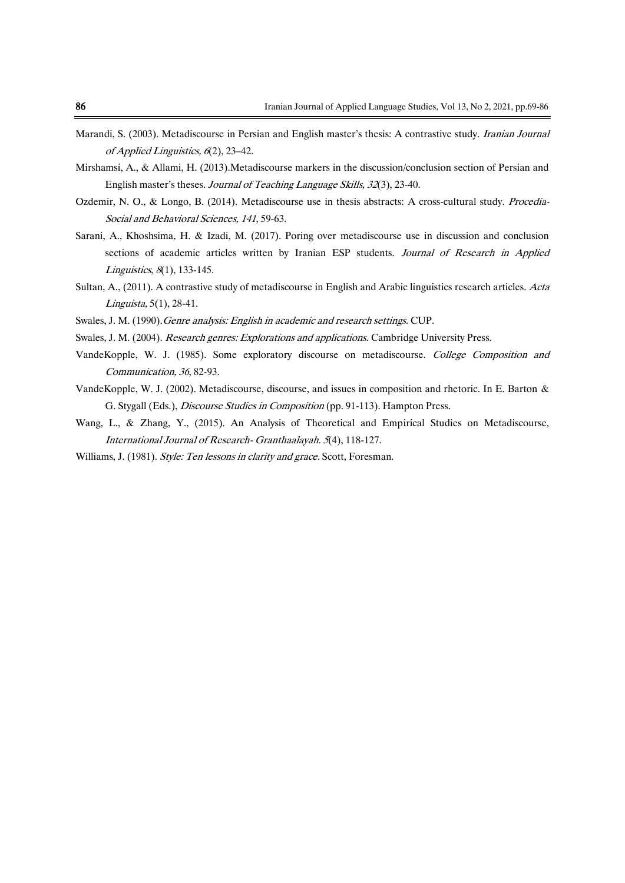Marandi, S. (2003). Metadiscourse in Persian and English master's thesis: A contrastive study. *Iranian Journal of Applied Linguistics, 6*(2), 23–42.

Mirshamsi, A., & Allami, H. (2013).Metadiscourse markers in the discussion/conclusion section of Persian and English master's theses. *Journal of Teaching Language Skills, 32*(3), 23-40.

Ozdemir, N. O., & Longo, B. (2014). Metadiscourse use in thesis abstracts: A cross-cultural study. *Procedia-Social and Behavioral Sciences, 141*, 59-63.

Sarani, A., Khoshsima, H. & Izadi, M. (2017). Poring over metadiscourse use in discussion and conclusion sections of academic articles written by Iranian ESP students. *Journal of Research in Applied Linguistics*, *8*(1), 133-145.

Sultan, A., (2011). A contrastive study of metadiscourse in English and Arabic linguistics research articles. *Acta Linguista,* 5(1), 28-41.

Swales, J. M. (1990).*Genre analysis: English in academic and research settings*. CUP.

Swales, J. M. (2004). *Research genres: Explorations and applications.* Cambridge University Press.

VandeKopple, W. J. (1985). Some exploratory discourse on metadiscourse. *College Composition and Communication, 36*, 82-93.

VandeKopple, W. J. (2002). Metadiscourse, discourse, and issues in composition and rhetoric. In E. Barton & G. Stygall (Eds.), *Discourse Studies in Composition* (pp. 91-113). Hampton Press.

Wang, L., & Zhang, Y., (2015). An Analysis of Theoretical and Empirical Studies on Metadiscourse, *International Journal of Research- Granthaalayah. 5*(4), 118-127.

Williams, J. (1981). *Style: Ten lessons in clarity and grace.* Scott, Foresman.